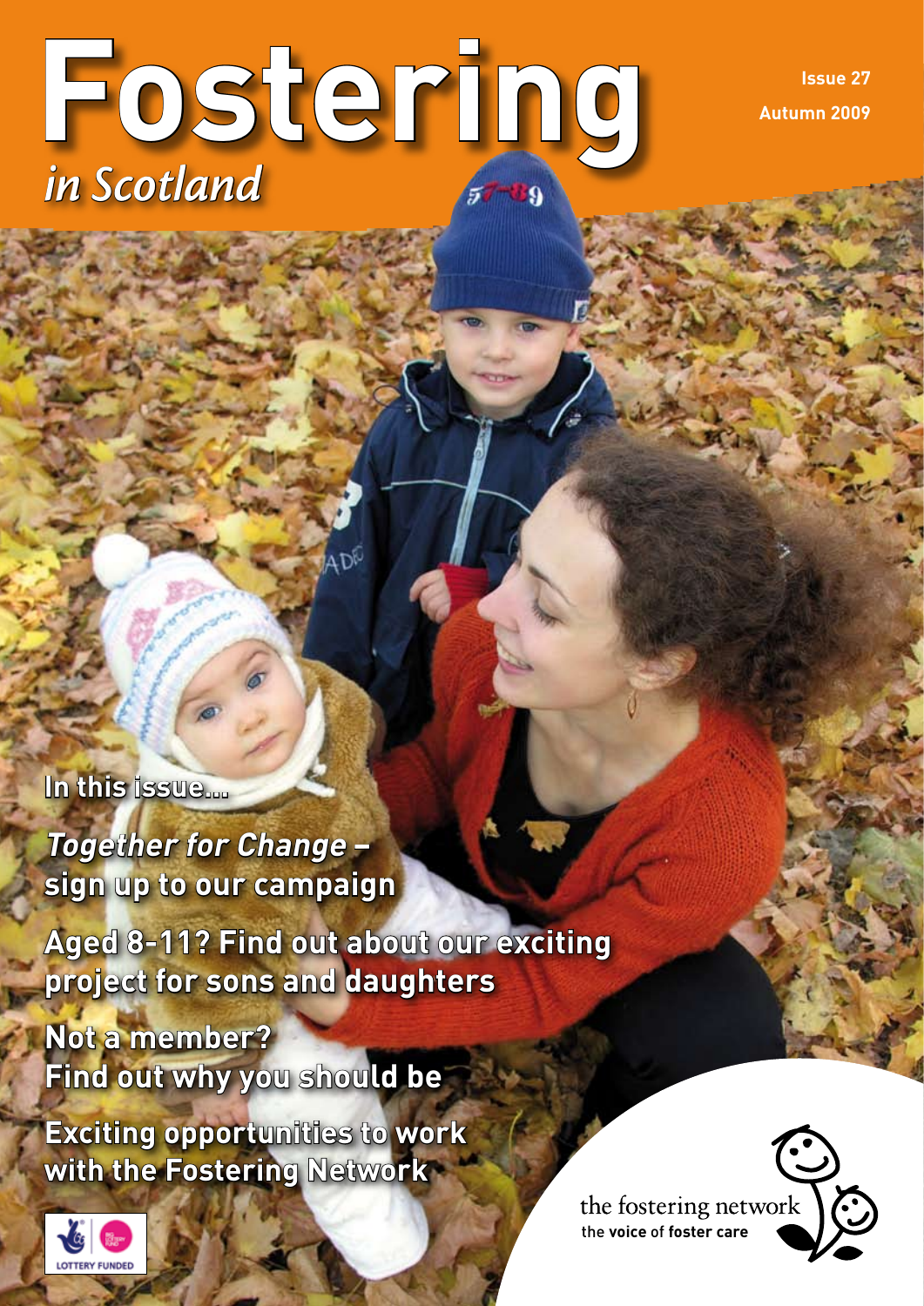# Fostering *in Scotland*

Issue 27

Autumn 2009

In this issue...

*Together for Change* – sign up to our campaign

Aged 8-11? Find out about our exciting project for sons and daughters

Not a member? Find out why you should be

Exciting opportunities to work with the Fostering Network

LOTTERY FUNDED

the fostering network

the **voice** of **foster care**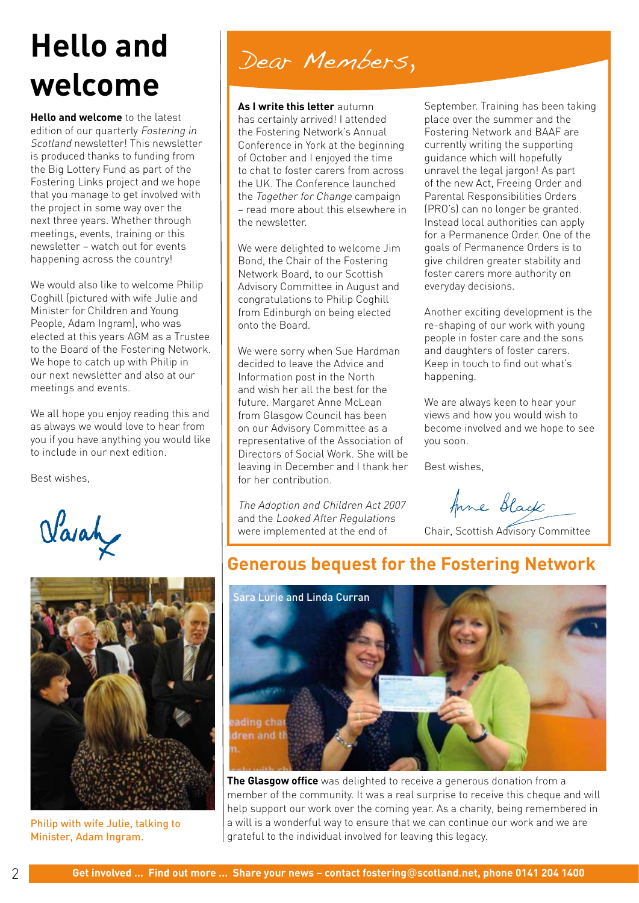# Hello and welcome

**Hello and welcome** to the latest edition of our quarterly *Fostering in Scotland* newsletter! This newsletter is produced thanks to funding from the Big Lottery Fund as part of the Fostering Links project and we hope that you manage to get involved with the project in some way over the next three years. Whether through meetings, events, training or this newsletter – watch out for events happening across the country!

We would also like to welcome Philip Coghill (pictured with wife Julie and Minister for Children and Young People, Adam Ingram), who was elected at this years AGM as a Trustee to the Board of the Fostering Network. We hope to catch up with Philip in our next newsletter and also at our meetings and events.

We all hope you enjoy reading this and as always we would love to hear from you if you have anything you would like to include in our next edition.

Best wishes,

Sarah

Philip with wife Julie, talking to Minister, Adam Ingram.

## Dear Members,

**As I write this letter** autumn has certainly arrived! I attended the Fostering Network's Annual Conference in York at the beginning of October and I enjoyed the time to chat to foster carers from across the UK. The Conference launched the *Together for Change* campaign – read more about this elsewhere in the newsletter.

We were delighted to welcome Jim Bond, the Chair of the Fostering Network Board, to our Scottish Advisory Committee in August and congratulations to Philip Coghill from Edinburgh on being elected onto the Board.

We were sorry when Sue Hardman decided to leave the Advice and Information post in the North and wish her all the best for the future. Margaret Anne McLean from Glasgow Council has been on our Advisory Committee as a representative of the Association of Directors of Social Work. She will be leaving in December and I thank her for her contribution.

*The Adoption and Children Act 2007* and the *Looked After Regulations* were implemented at the end of September. Training has been taking place over the summer and the Fostering Network and BAAF are currently writing the supporting guidance which will hopefully unravel the legal jargon! As part of the new Act, Freeing Order and Parental Responsibilities Orders (PRO's) can no longer be granted. Instead local authorities can apply for a Permanence Order. One of the goals of Permanence Orders is to give children greater stability and foster carers more authority on everyday decisions.

Another exciting development is the re-shaping of our work with young people in foster care and the sons and daughters of foster carers. Keep in touch to find out what's happening.

We are always keen to hear your views and how you would wish to become involved and we hope to see you soon.

Best wishes,

Anne Black

Chair, Scottish Advisory Committee

## Generous bequest for the Fostering Network

Sara Lurie and Linda Curran

**The Glasgow office** was delighted to receive a generous donation from a member of the community. It was a real surprise to receive this cheque and will help support our work over the coming year. As a charity, being remembered in a will is a wonderful way to ensure that we can continue our work and we are grateful to the individual involved for leaving this legacy.

**Get involved ... Find out more ... Share your news – contact fostering@scotland.net, phone 0141 204 1400**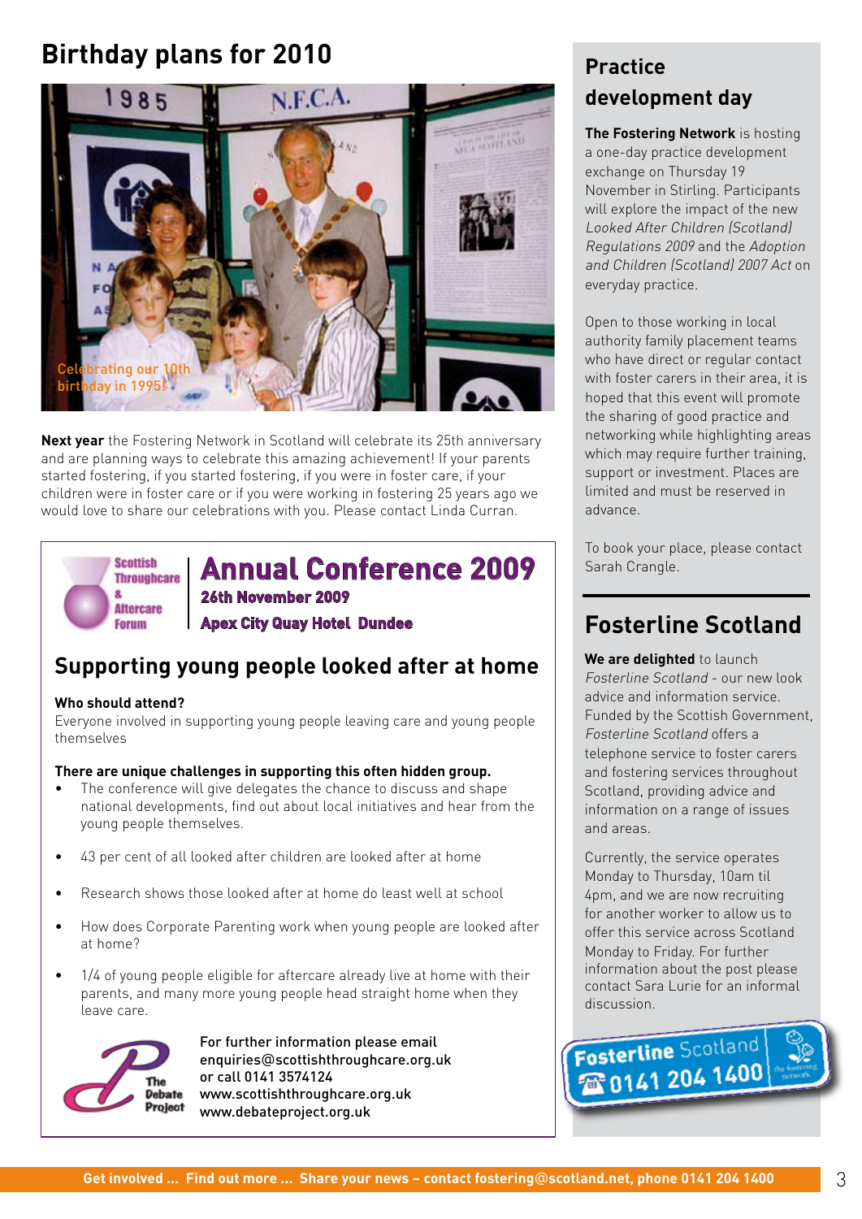## Birthday plans for 2010

Celebrating our 10th birthday in 1995!

**Next year** the Fostering Network in Scotland will celebrate its 25th anniversary and are planning ways to celebrate this amazing achievement! If your parents started fostering, if you started fostering, if you were in foster care, if your children were in foster care or if you were working in fostering 25 years ago we would love to share our celebrations with you. Please contact Linda Curran.

Scottish Throughcare & Aftercare Forum

## Annual Conference 2009

**26th November 2009**

**Apex City Quay Hotel Dundee**

### Supporting young people looked after at home

**Who should attend?**
Everyone involved in supporting young people leaving care and young people themselves

**There are unique challenges in supporting this often hidden group.**

- The conference will give delegates the chance to discuss and shape national developments, find out about local initiatives and hear from the young people themselves.
- 43 per cent of all looked after children are looked after at home
- Research shows those looked after at home do least well at school
- How does Corporate Parenting work when young people are looked after at home?
- 1/4 of young people eligible for aftercare already live at home with their parents, and many more young people head straight home when they leave care.

The Debate Project

For further information please email enquiries@scottishthroughcare.org.uk or call 0141 3574124
www.scottishthroughcare.org.uk
www.debateproject.org.uk

## Practice development day

**The Fostering Network** is hosting a one-day practice development exchange on Thursday 19 November in Stirling. Participants will explore the impact of the new *Looked After Children (Scotland) Regulations 2009* and the *Adoption and Children (Scotland) 2007 Act* on everyday practice.

Open to those working in local authority family placement teams who have direct or regular contact with foster carers in their area, it is hoped that this event will promote the sharing of good practice and networking while highlighting areas which may require further training, support or investment. Places are limited and must be reserved in advance.

To book your place, please contact Sarah Crangle.

## Fosterline Scotland

**We are delighted** to launch *Fosterline Scotland* - our new look advice and information service. Funded by the Scottish Government, *Fosterline Scotland* offers a telephone service to foster carers and fostering services throughout Scotland, providing advice and information on a range of issues and areas.

Currently, the service operates Monday to Thursday, 10am til 4pm, and we are now recruiting for another worker to allow us to offer this service across Scotland Monday to Friday. For further information about the post please contact Sara Lurie for an informal discussion.

**Fosterline Scotland**
**0141 204 1400**

Get involved ... Find out more ... Share your news – contact fostering@scotland.net, phone 0141 204 1400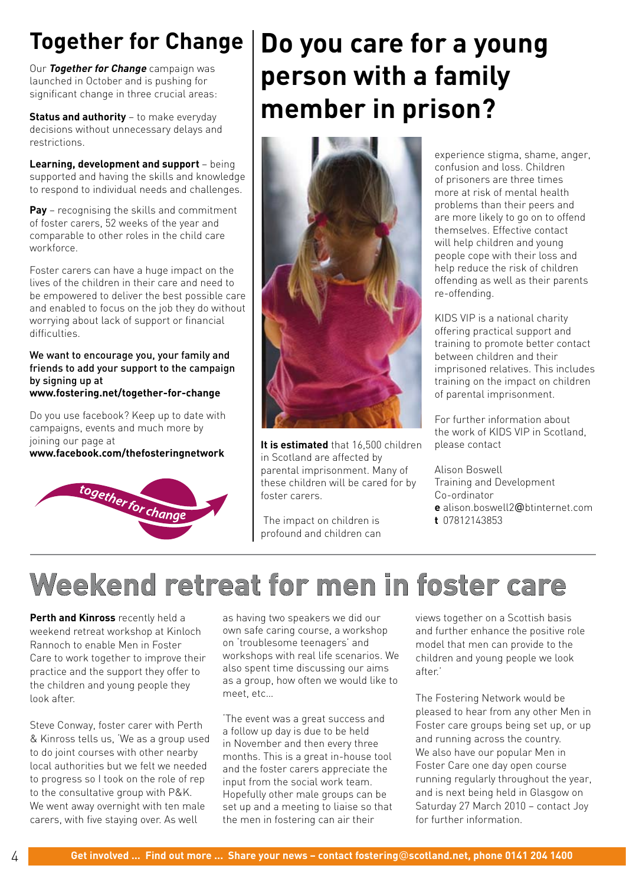## Together for Change

Our ***Together for Change*** campaign was launched in October and is pushing for significant change in three crucial areas:

**Status and authority** – to make everyday decisions without unnecessary delays and restrictions.

**Learning, development and support** – being supported and having the skills and knowledge to respond to individual needs and challenges.

**Pay** – recognising the skills and commitment of foster carers, 52 weeks of the year and comparable to other roles in the child care workforce.

Foster carers can have a huge impact on the lives of the children in their care and need to be empowered to deliver the best possible care and enabled to focus on the job they do without worrying about lack of support or financial difficulties.

**We want to encourage you, your family and friends to add your support to the campaign by signing up at www.fostering.net/together-for-change**

Do you use facebook? Keep up to date with campaigns, events and much more by joining our page at **www.facebook.com/thefosteringnetwork**

together for change

## Do you care for a young person with a family member in prison?

**It is estimated** that 16,500 children in Scotland are affected by parental imprisonment. Many of these children will be cared for by foster carers.

The impact on children is profound and children can experience stigma, shame, anger, confusion and loss. Children of prisoners are three times more at risk of mental health problems than their peers and are more likely to go on to offend themselves. Effective contact will help children and young people cope with their loss and help reduce the risk of children offending as well as their parents re-offending.

KIDS VIP is a national charity offering practical support and training to promote better contact between children and their imprisoned relatives. This includes training on the impact on children of parental imprisonment.

For further information about the work of KIDS VIP in Scotland, please contact

Alison Boswell
Training and Development Co-ordinator
**e** alison.boswell2@btinternet.com
**t** 07812143853

# Weekend retreat for men in foster care

**Perth and Kinross** recently held a weekend retreat workshop at Kinloch Rannoch to enable Men in Foster Care to work together to improve their practice and the support they offer to the children and young people they look after.

Steve Conway, foster carer with Perth & Kinross tells us, 'We as a group used to do joint courses with other nearby local authorities but we felt we needed to progress so I took on the role of rep to the consultative group with P&K. We went away overnight with ten male carers, with five staying over. As well as having two speakers we did our own safe caring course, a workshop on 'troublesome teenagers' and workshops with real life scenarios. We also spent time discussing our aims as a group, how often we would like to meet, etc...

'The event was a great success and a follow up day is due to be held in November and then every three months. This is a great in-house tool and the foster carers appreciate the input from the social work team. Hopefully other male groups can be set up and a meeting to liaise so that the men in fostering can air their views together on a Scottish basis and further enhance the positive role model that men can provide to the children and young people we look after.'

The Fostering Network would be pleased to hear from any other Men in Foster care groups being set up, or up and running across the country. We also have our popular Men in Foster Care one day open course running regularly throughout the year, and is next being held in Glasgow on Saturday 27 March 2010 – contact Joy for further information.

**Get involved ... Find out more ... Share your news – contact fostering@scotland.net, phone 0141 204 1400**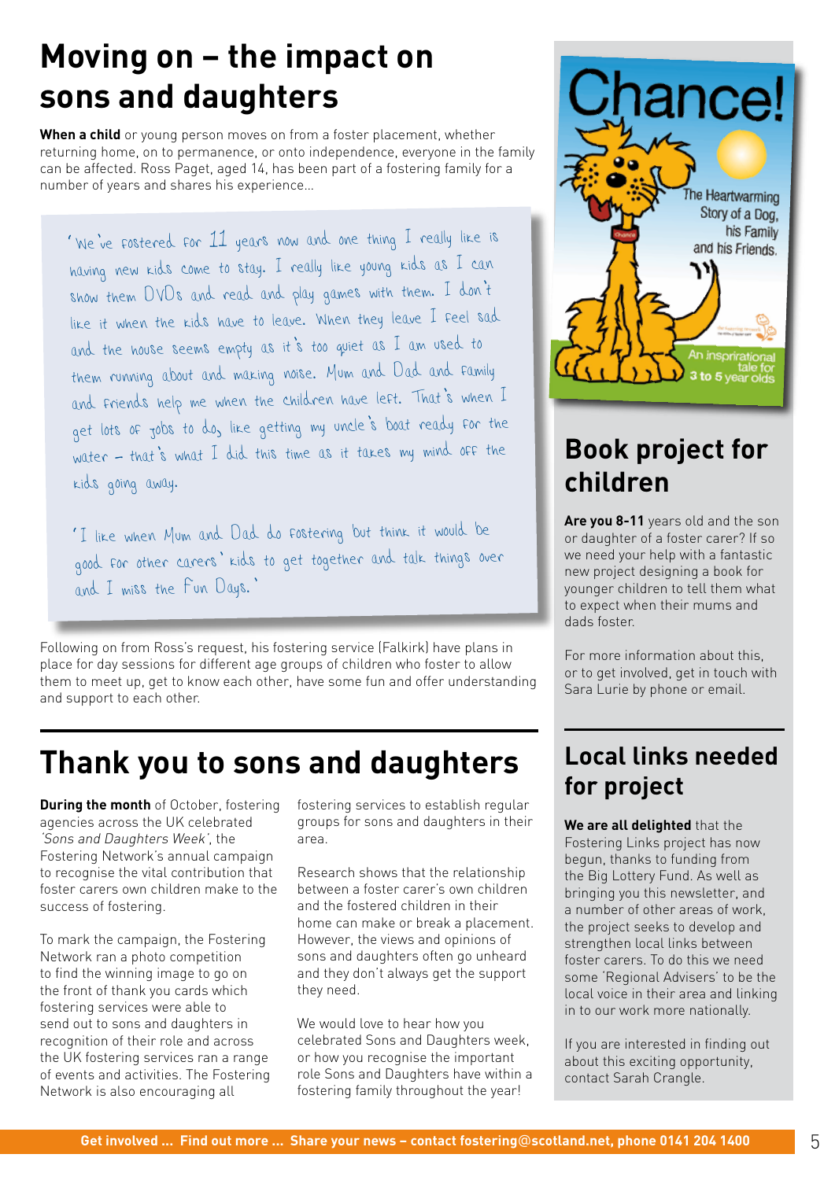# Moving on – the impact on sons and daughters

**When a child** or young person moves on from a foster placement, whether returning home, on to permanence, or onto independence, everyone in the family can be affected. Ross Paget, aged 14, has been part of a fostering family for a number of years and shares his experience…

'We've fostered for 11 years now and one thing I really like is having new kids come to stay. I really like young kids as I can show them DVDs and read and play games with them. I don't like it when the kids have to leave. When they leave I feel sad and the house seems empty as it's too quiet as I am used to them running about and making noise. Mum and Dad and family and friends help me when the children have left. That's when I get lots of jobs to do, like getting my uncle's boat ready for the water – that's what I did this time as it takes my mind off the kids going away.

'I like when Mum and Dad do fostering but think it would be good for other carers' kids to get together and talk things over and I miss the Fun Days.'

Following on from Ross's request, his fostering service (Falkirk) have plans in place for day sessions for different age groups of children who foster to allow them to meet up, get to know each other, have some fun and offer understanding and support to each other.

# Thank you to sons and daughters

**During the month** of October, fostering agencies across the UK celebrated *'Sons and Daughters Week'*, the Fostering Network's annual campaign to recognise the vital contribution that foster carers own children make to the success of fostering.

To mark the campaign, the Fostering Network ran a photo competition to find the winning image to go on the front of thank you cards which fostering services were able to send out to sons and daughters in recognition of their role and across the UK fostering services ran a range of events and activities. The Fostering Network is also encouraging all fostering services to establish regular groups for sons and daughters in their area.

Research shows that the relationship between a foster carer's own children and the fostered children in their home can make or break a placement. However, the views and opinions of sons and daughters often go unheard and they don't always get the support they need.

We would love to hear how you celebrated Sons and Daughters week, or how you recognise the important role Sons and Daughters have within a fostering family throughout the year!

Chance! The Heartwarming Story of a Dog, his Family and his Friends. An inspirational tale for 3 to 5 year olds

# Book project for children

**Are you 8-11** years old and the son or daughter of a foster carer? If so we need your help with a fantastic new project designing a book for younger children to tell them what to expect when their mums and dads foster.

For more information about this, or to get involved, get in touch with Sara Lurie by phone or email.

# Local links needed for project

**We are all delighted** that the Fostering Links project has now begun, thanks to funding from the Big Lottery Fund. As well as bringing you this newsletter, and a number of other areas of work, the project seeks to develop and strengthen local links between foster carers. To do this we need some 'Regional Advisers' to be the local voice in their area and linking in to our work more nationally.

If you are interested in finding out about this exciting opportunity, contact Sarah Crangle.

Get involved … Find out more … Share your news – contact fostering@scotland.net, phone 0141 204 1400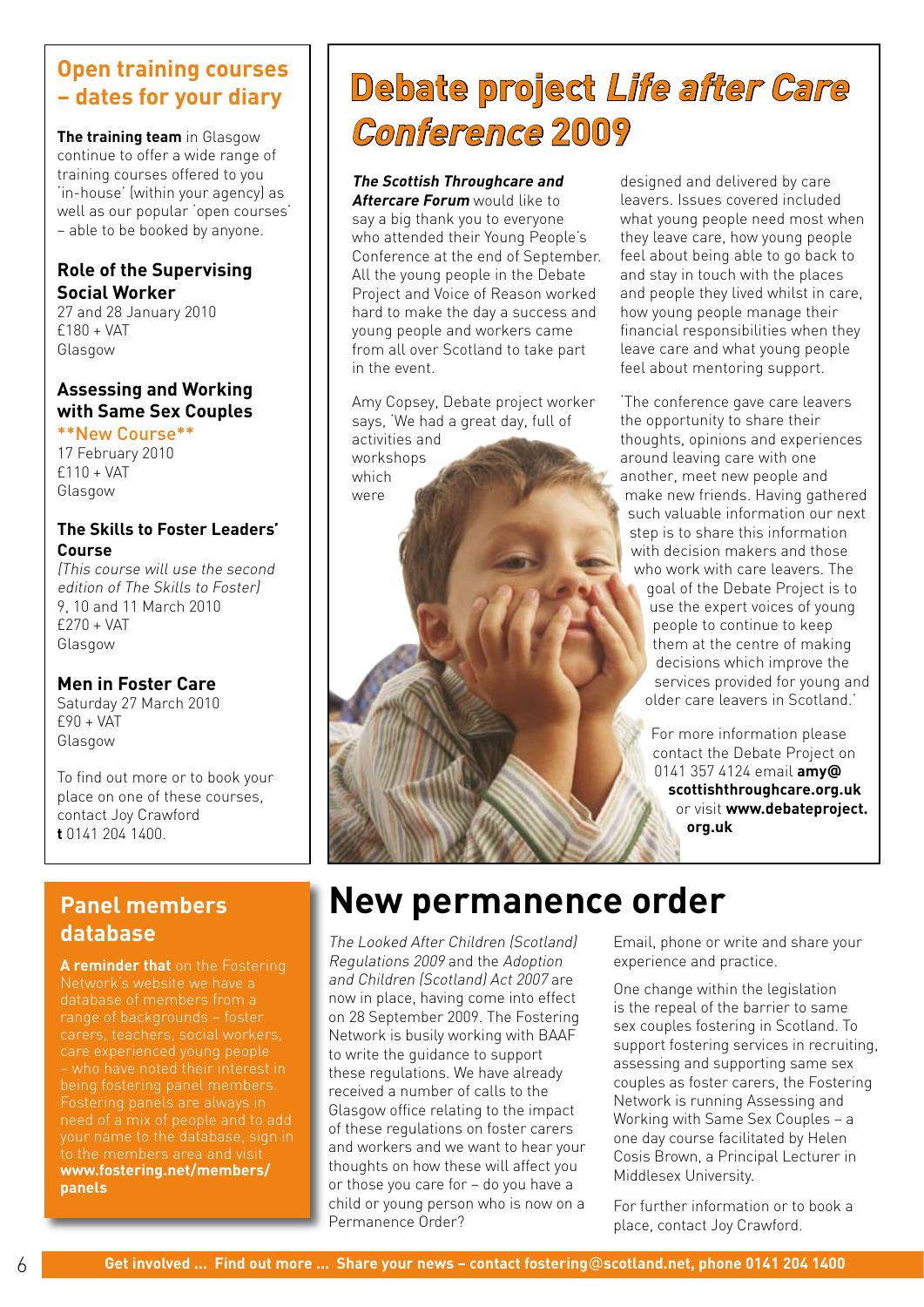## Open training courses – dates for your diary

**The training team** in Glasgow continue to offer a wide range of training courses offered to you 'in-house' (within your agency) as well as our popular 'open courses' – able to be booked by anyone.

### Role of the Supervising Social Worker

27 and 28 January 2010
£180 + VAT
Glasgow

### Assessing and Working with Same Sex Couples

**\*\*New Course\*\***
17 February 2010
£110 + VAT
Glasgow

### The Skills to Foster Leaders' Course

*(This course will use the second edition of The Skills to Foster)*
9, 10 and 11 March 2010
£270 + VAT
Glasgow

### Men in Foster Care

Saturday 27 March 2010
£90 + VAT
Glasgow

To find out more or to book your place on one of these courses, contact Joy Crawford **t** 0141 204 1400.

## Panel members database

**A reminder that** on the Fostering Network's website we have a database of members from a range of backgrounds – foster carers, teachers, social workers, care experienced young people – who have noted their interest in being fostering panel members. Fostering panels are always in need of a mix of people and to add your name to the database, sign in to the members area and visit **www.fostering.net/members/panels**

## Debate project *Life after Care Conference* 2009

***The Scottish Throughcare and Aftercare Forum*** would like to say a big thank you to everyone who attended their Young People's Conference at the end of September. All the young people in the Debate Project and Voice of Reason worked hard to make the day a success and young people and workers came from all over Scotland to take part in the event.

Amy Copsey, Debate project worker says, 'We had a great day, full of activities and workshops which were designed and delivered by care leavers. Issues covered included what young people need most when they leave care, how young people feel about being able to go back to and stay in touch with the places and people they lived whilst in care, how young people manage their financial responsibilities when they leave care and what young people feel about mentoring support.

'The conference gave care leavers the opportunity to share their thoughts, opinions and experiences around leaving care with one another, meet new people and make new friends. Having gathered such valuable information our next step is to share this information with decision makers and those who work with care leavers. The goal of the Debate Project is to use the expert voices of young people to continue to keep them at the centre of making decisions which improve the services provided for young and older care leavers in Scotland.'

For more information please contact the Debate Project on 0141 357 4124 email **amy@scottishthroughcare.org.uk** or visit **www.debateproject.org.uk**

## New permanence order

*The Looked After Children (Scotland) Regulations 2009* and the *Adoption and Children (Scotland) Act 2007* are now in place, having come into effect on 28 September 2009. The Fostering Network is busily working with BAAF to write the guidance to support these regulations. We have already received a number of calls to the Glasgow office relating to the impact of these regulations on foster carers and workers and we want to hear your thoughts on how these will affect you or those you care for – do you have a child or young person who is now on a Permanence Order?

Email, phone or write and share your experience and practice.

One change within the legislation is the repeal of the barrier to same sex couples fostering in Scotland. To support fostering services in recruiting, assessing and supporting same sex couples as foster carers, the Fostering Network is running Assessing and Working with Same Sex Couples – a one day course facilitated by Helen Cosis Brown, a Principal Lecturer in Middlesex University.

For further information or to book a place, contact Joy Crawford.

**Get involved ... Find out more ... Share your news – contact fostering@scotland.net, phone 0141 204 1400**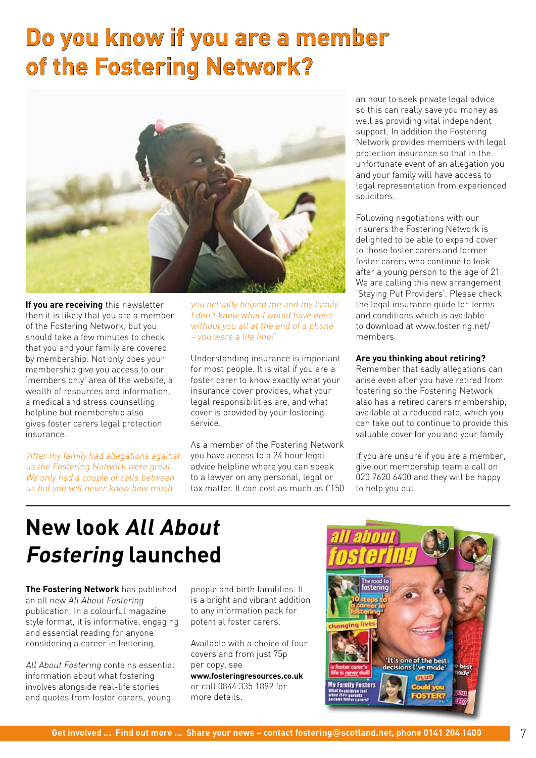# Do you know if you are a member of the Fostering Network?

**If you are receiving** this newsletter then it is likely that you are a member of the Fostering Network, but you should take a few minutes to check that you and your family are covered by membership. Not only does your membership give you access to our 'members only' area of the website, a wealth of resources and information, a medical and stress counselling helpline but membership also gives foster carers legal protection insurance.

*'After my family had allegations against us the Fostering Network were great. We only had a couple of calls between us but you will never know how much you actually helped me and my family. I don't know what I would have done without you all at the end of a phone – you were a life line!'*

Understanding insurance is important for most people. It is vital if you are a foster carer to know exactly what your insurance cover provides, what your legal responsibilities are, and what cover is provided by your fostering service.

As a member of the Fostering Network you have access to a 24 hour legal advice helpline where you can speak to a lawyer on any personal, legal or tax matter. It can cost as much as £150 an hour to seek private legal advice so this can really save you money as well as providing vital independent support. In addition the Fostering Network provides members with legal protection insurance so that in the unfortunate event of an allegation you and your family will have access to legal representation from experienced solicitors.

Following negotiations with our insurers the Fostering Network is delighted to be able to expand cover to those foster carers and former foster carers who continue to look after a young person to the age of 21. We are calling this new arrangement 'Staying Put Providers'. Please check the legal insurance guide for terms and conditions which is available to download at www.fostering.net/members

**Are you thinking about retiring?**
Remember that sadly allegations can arise even after you have retired from fostering so the Fostering Network also has a retired carers membership, available at a reduced rate, which you can take out to continue to provide this valuable cover for you and your family.

If you are unsure if you are a member, give our membership team a call on 020 7620 6400 and they will be happy to help you out.

# New look *All About Fostering* launched

**The Fostering Network** has published an all new *All About Fostering* publication. In a colourful magazine style format, it is informative, engaging and essential reading for anyone considering a career in fostering.

*All About Fostering* contains essential information about what fostering involves alongside real-life stories and quotes from foster carers, young people and birth famililies. It is a bright and vibrant addition to any information pack for potential foster carers.

Available with a choice of four covers and from just 75p per copy, see **www.fosteringresources.co.uk** or call 0844 335 1892 for more details.

Get involved ... Find out more ... Share your news – contact fostering@scotland.net, phone 0141 204 1400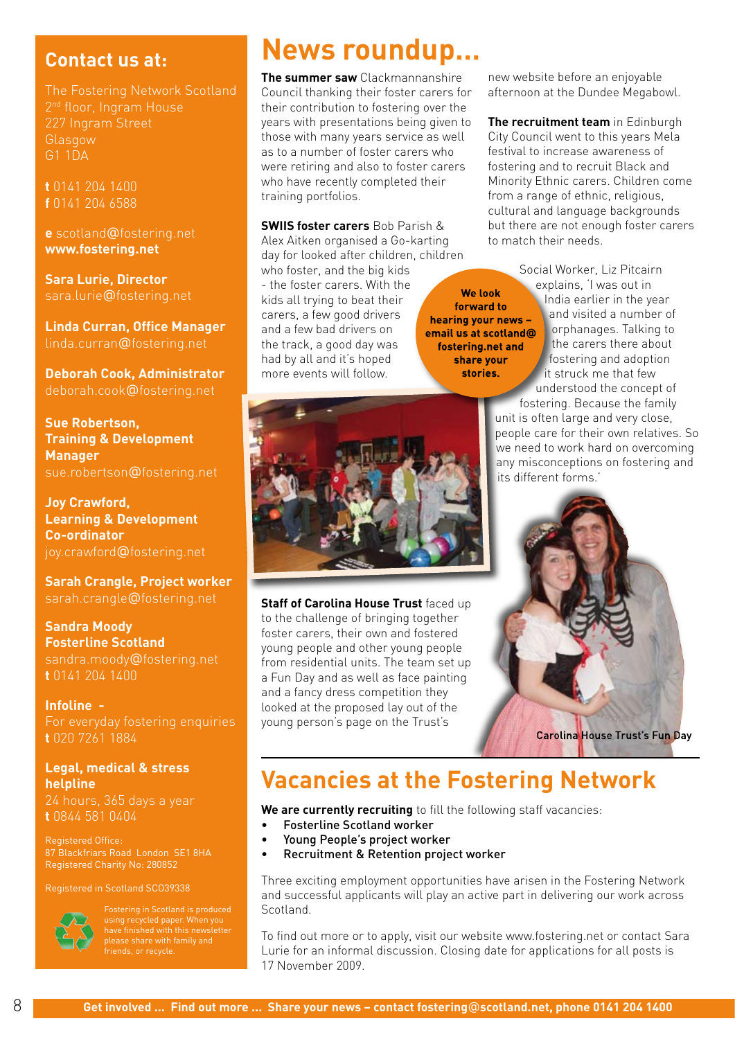## Contact us at:

The Fostering Network Scotland
2nd floor, Ingram House
227 Ingram Street
Glasgow
G1 1DA

**t** 0141 204 1400
**f** 0141 204 6588

**e** scotland@fostering.net
**www.fostering.net**

**Sara Lurie, Director**
sara.lurie@fostering.net

**Linda Curran, Office Manager**
linda.curran@fostering.net

**Deborah Cook, Administrator**
deborah.cook@fostering.net

**Sue Robertson, Training & Development Manager**
sue.robertson@fostering.net

**Joy Crawford, Learning & Development Co-ordinator**
joy.crawford@fostering.net

**Sarah Crangle, Project worker**
sarah.crangle@fostering.net

**Sandra Moody Fosterline Scotland**
sandra.moody@fostering.net
**t** 0141 204 1400

**Infoline -**
For everyday fostering enquiries
**t** 020 7261 1884

**Legal, medical & stress helpline**
24 hours, 365 days a year
**t** 0844 581 0404

Registered Office:
87 Blackfriars Road London SE1 8HA
Registered Charity No: 280852

Registered in Scotland SC039338

Fostering in Scotland is produced using recycled paper. When you have finished with this newsletter please share with family and friends, or recycle.

# News roundup...

**The summer saw** Clackmannanshire Council thanking their foster carers for their contribution to fostering over the years with presentations being given to those with many years service as well as to a number of foster carers who were retiring and also to foster carers who have recently completed their training portfolios.

**SWIIS foster carers** Bob Parish & Alex Aitken organised a Go-karting day for looked after children, children who foster, and the big kids - the foster carers. With the kids all trying to beat their carers, a few good drivers and a few bad drivers on the track, a good day was had by all and it's hoped more events will follow.

**We look forward to hearing your news – email us at scotland@fostering.net and share your stories.**

**Staff of Carolina House Trust** faced up to the challenge of bringing together foster carers, their own and fostered young people and other young people from residential units. The team set up a Fun Day and as well as face painting and a fancy dress competition they looked at the proposed lay out of the young person's page on the Trust's new website before an enjoyable afternoon at the Dundee Megabowl.

**The recruitment team** in Edinburgh City Council went to this years Mela festival to increase awareness of fostering and to recruit Black and Minority Ethnic carers. Children come from a range of ethnic, religious, cultural and language backgrounds but there are not enough foster carers to match their needs.

Social Worker, Liz Pitcairn explains, 'I was out in India earlier in the year and visited a number of orphanages. Talking to the carers there about fostering and adoption it struck me that few understood the concept of fostering. Because the family unit is often large and very close, people care for their own relatives. So we need to work hard on overcoming any misconceptions on fostering and its different forms.'

Carolina House Trust's Fun Day

# Vacancies at the Fostering Network

**We are currently recruiting** to fill the following staff vacancies:

- Fosterline Scotland worker
- Young People's project worker
- Recruitment & Retention project worker

Three exciting employment opportunities have arisen in the Fostering Network and successful applicants will play an active part in delivering our work across Scotland.

To find out more or to apply, visit our website www.fostering.net or contact Sara Lurie for an informal discussion. Closing date for applications for all posts is 17 November 2009.

**Get involved ... Find out more ... Share your news – contact fostering@scotland.net, phone 0141 204 1400**